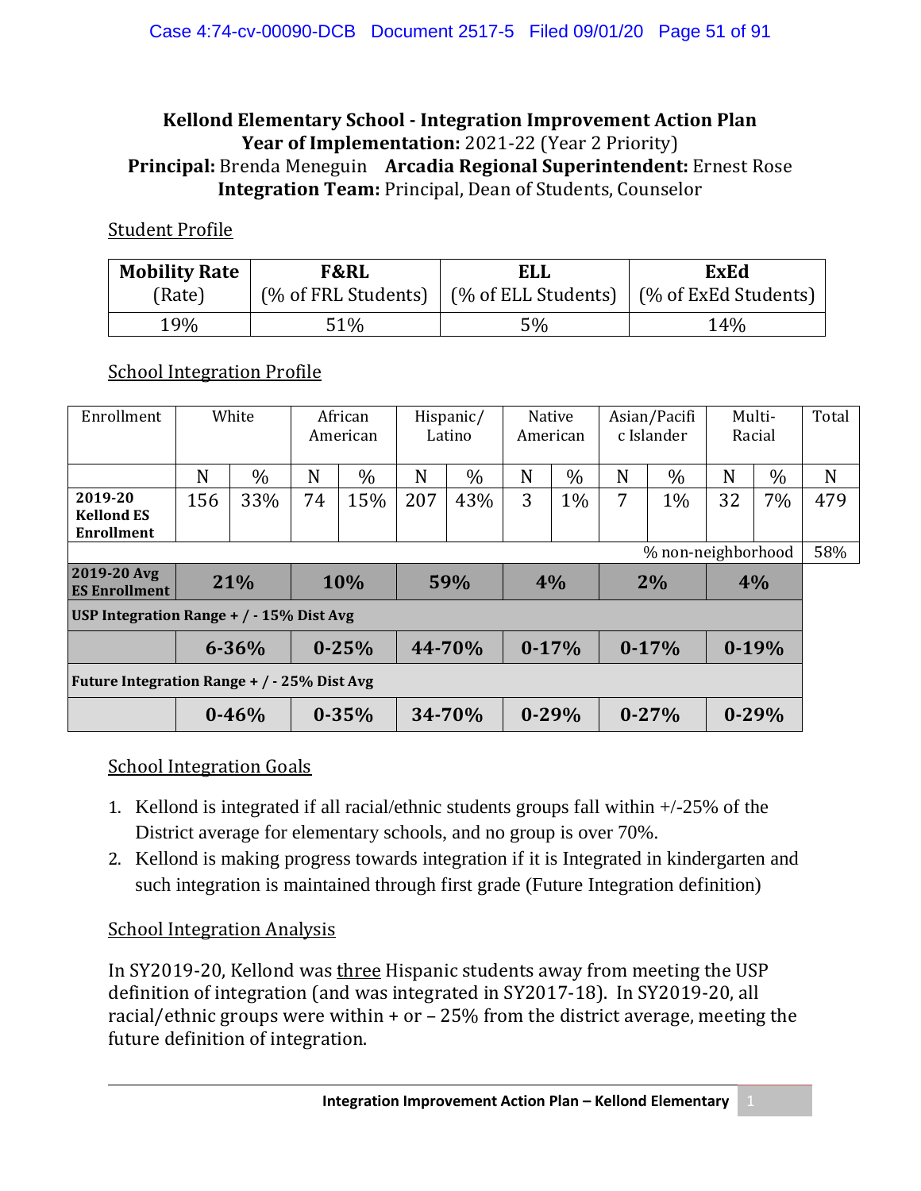**Kellond Elementary School - Integration Improvement Action Plan**
**Year of Implementation:** 2021-22 (Year 2 Priority)
**Principal:** Brenda Meneguin **Arcadia Regional Superintendent:** Ernest Rose
**Integration Team:** Principal, Dean of Students, Counselor

Student Profile

| Mobility Rate (Rate) | F&RL (% of FRL Students) | ELL (% of ELL Students) | ExEd (% of ExEd Students) |
|---|---|---|---|
| 19% | 51% | 5% | 14% |

School Integration Profile

| Enrollment | White | | African American | | Hispanic/ Latino | | Native American | | Asian/Pacific Islander | | Multi-Racial | | Total |
|---|---|---|---|---|---|---|---|---|---|---|---|---|---|
| | N | % | N | % | N | % | N | % | N | % | N | % | N |
| **2019-20 Kellond ES Enrollment** | 156 | 33% | 74 | 15% | 207 | 43% | 3 | 1% | 7 | 1% | 32 | 7% | 479 |
| | | | | | | | | | | | | % non-neighborhood | 58% |
| **2019-20 Avg ES Enrollment** | **21%** | | **10%** | | **59%** | | **4%** | | **2%** | | **4%** | | |
| **USP Integration Range + / - 15% Dist Avg** | | | | | | | | | | | | | |
| | **6-36%** | | **0-25%** | | **44-70%** | | **0-17%** | | **0-17%** | | **0-19%** | | |
| **Future Integration Range + / - 25% Dist Avg** | | | | | | | | | | | | | |
| | **0-46%** | | **0-35%** | | **34-70%** | | **0-29%** | | **0-27%** | | **0-29%** | | |

School Integration Goals

1. Kellond is integrated if all racial/ethnic students groups fall within +/-25% of the District average for elementary schools, and no group is over 70%.
2. Kellond is making progress towards integration if it is Integrated in kindergarten and such integration is maintained through first grade (Future Integration definition)

School Integration Analysis

In SY2019-20, Kellond was three Hispanic students away from meeting the USP definition of integration (and was integrated in SY2017-18). In SY2019-20, all racial/ethnic groups were within + or – 25% from the district average, meeting the future definition of integration.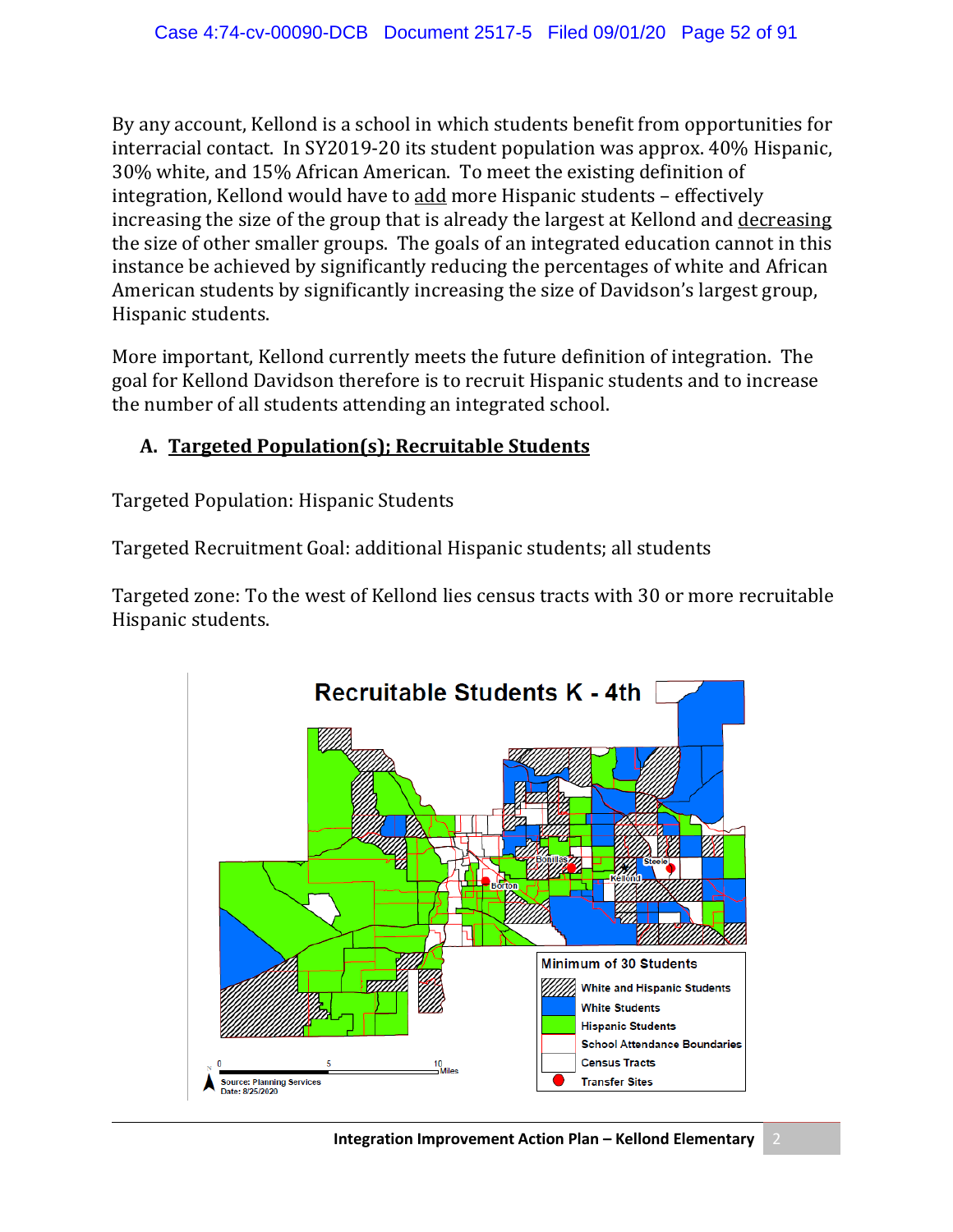By any account, Kellond is a school in which students benefit from opportunities for interracial contact. In SY2019-20 its student population was approx. 40% Hispanic, 30% white, and 15% African American. To meet the existing definition of integration, Kellond would have to <u>add</u> more Hispanic students – effectively increasing the size of the group that is already the largest at Kellond and <u>decreasing</u> the size of other smaller groups. The goals of an integrated education cannot in this instance be achieved by significantly reducing the percentages of white and African American students by significantly increasing the size of Davidson's largest group, Hispanic students.

More important, Kellond currently meets the future definition of integration. The goal for Kellond Davidson therefore is to recruit Hispanic students and to increase the number of all students attending an integrated school.

### A. <u>Targeted Population(s); Recruitable Students</u>

Targeted Population: Hispanic Students

Targeted Recruitment Goal: additional Hispanic students; all students

Targeted zone: To the west of Kellond lies census tracts with 30 or more recruitable Hispanic students.

**Recruitable Students K - 4th**

Minimum of 30 Students
- White and Hispanic Students
- White Students
- Hispanic Students
- School Attendance Boundaries
- Census Tracts
- Transfer Sites

0 5 10 Miles

Source: Planning Services
Date: 8/25/2020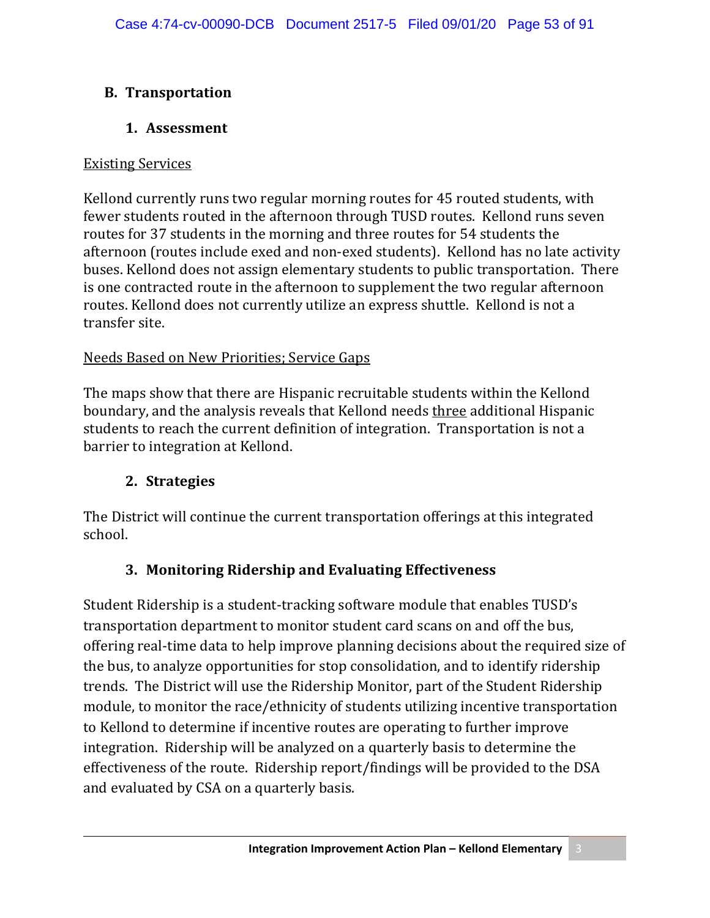## B. Transportation

### 1. Assessment

Existing Services

Kellond currently runs two regular morning routes for 45 routed students, with fewer students routed in the afternoon through TUSD routes. Kellond runs seven routes for 37 students in the morning and three routes for 54 students the afternoon (routes include exed and non-exed students). Kellond has no late activity buses. Kellond does not assign elementary students to public transportation. There is one contracted route in the afternoon to supplement the two regular afternoon routes. Kellond does not currently utilize an express shuttle. Kellond is not a transfer site.

Needs Based on New Priorities; Service Gaps

The maps show that there are Hispanic recruitable students within the Kellond boundary, and the analysis reveals that Kellond needs three additional Hispanic students to reach the current definition of integration. Transportation is not a barrier to integration at Kellond.

### 2. Strategies

The District will continue the current transportation offerings at this integrated school.

### 3. Monitoring Ridership and Evaluating Effectiveness

Student Ridership is a student-tracking software module that enables TUSD's transportation department to monitor student card scans on and off the bus, offering real-time data to help improve planning decisions about the required size of the bus, to analyze opportunities for stop consolidation, and to identify ridership trends. The District will use the Ridership Monitor, part of the Student Ridership module, to monitor the race/ethnicity of students utilizing incentive transportation to Kellond to determine if incentive routes are operating to further improve integration. Ridership will be analyzed on a quarterly basis to determine the effectiveness of the route. Ridership report/findings will be provided to the DSA and evaluated by CSA on a quarterly basis.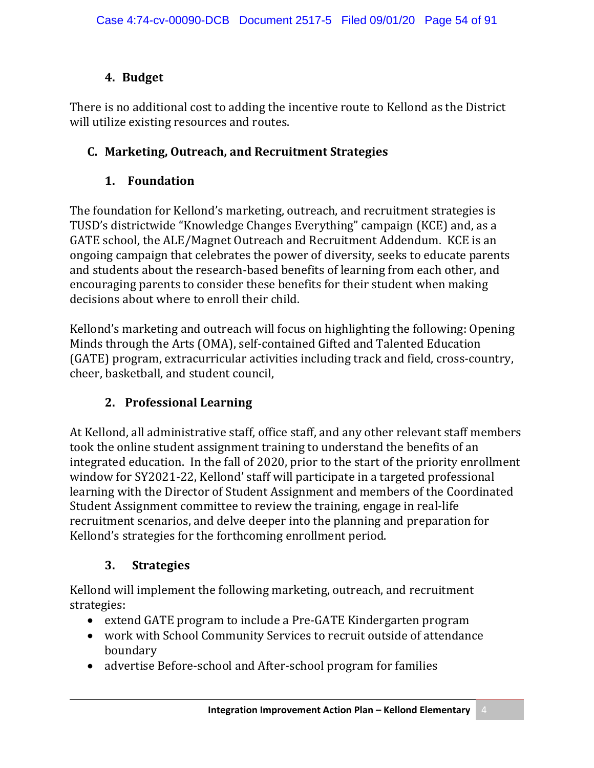### 4. Budget

There is no additional cost to adding the incentive route to Kellond as the District will utilize existing resources and routes.

## C. Marketing, Outreach, and Recruitment Strategies

### 1. Foundation

The foundation for Kellond's marketing, outreach, and recruitment strategies is TUSD's districtwide "Knowledge Changes Everything" campaign (KCE) and, as a GATE school, the ALE/Magnet Outreach and Recruitment Addendum. KCE is an ongoing campaign that celebrates the power of diversity, seeks to educate parents and students about the research-based benefits of learning from each other, and encouraging parents to consider these benefits for their student when making decisions about where to enroll their child.

Kellond's marketing and outreach will focus on highlighting the following: Opening Minds through the Arts (OMA), self-contained Gifted and Talented Education (GATE) program, extracurricular activities including track and field, cross-country, cheer, basketball, and student council,

### 2. Professional Learning

At Kellond, all administrative staff, office staff, and any other relevant staff members took the online student assignment training to understand the benefits of an integrated education. In the fall of 2020, prior to the start of the priority enrollment window for SY2021-22, Kellond' staff will participate in a targeted professional learning with the Director of Student Assignment and members of the Coordinated Student Assignment committee to review the training, engage in real-life recruitment scenarios, and delve deeper into the planning and preparation for Kellond's strategies for the forthcoming enrollment period.

### 3. Strategies

Kellond will implement the following marketing, outreach, and recruitment strategies:

- extend GATE program to include a Pre-GATE Kindergarten program
- work with School Community Services to recruit outside of attendance boundary
- advertise Before-school and After-school program for families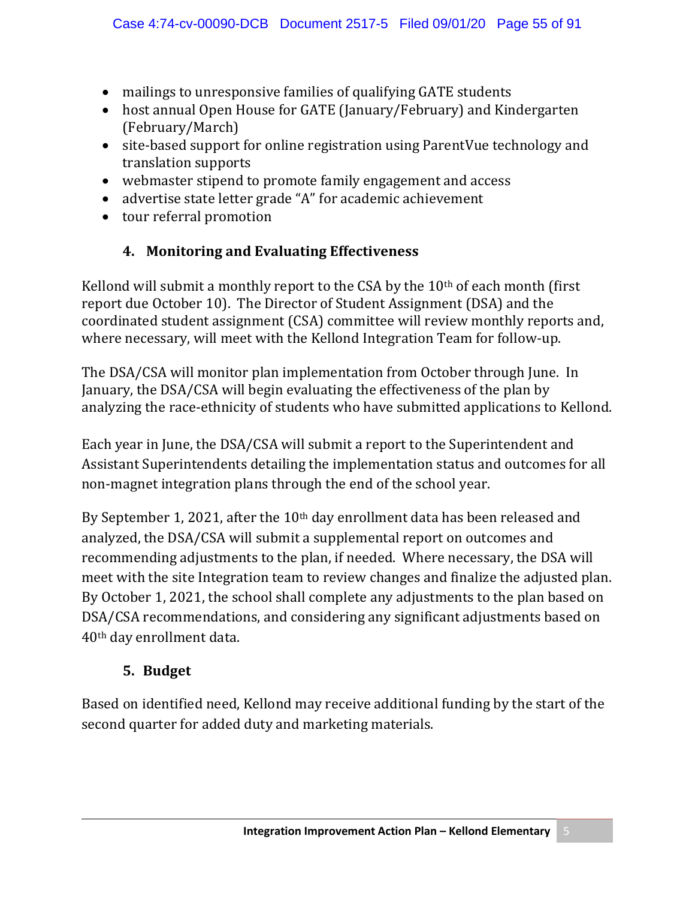- mailings to unresponsive families of qualifying GATE students
- host annual Open House for GATE (January/February) and Kindergarten (February/March)
- site-based support for online registration using ParentVue technology and translation supports
- webmaster stipend to promote family engagement and access
- advertise state letter grade "A" for academic achievement
- tour referral promotion

### 4. Monitoring and Evaluating Effectiveness

Kellond will submit a monthly report to the CSA by the 10th of each month (first report due October 10). The Director of Student Assignment (DSA) and the coordinated student assignment (CSA) committee will review monthly reports and, where necessary, will meet with the Kellond Integration Team for follow-up.

The DSA/CSA will monitor plan implementation from October through June. In January, the DSA/CSA will begin evaluating the effectiveness of the plan by analyzing the race-ethnicity of students who have submitted applications to Kellond.

Each year in June, the DSA/CSA will submit a report to the Superintendent and Assistant Superintendents detailing the implementation status and outcomes for all non-magnet integration plans through the end of the school year.

By September 1, 2021, after the 10th day enrollment data has been released and analyzed, the DSA/CSA will submit a supplemental report on outcomes and recommending adjustments to the plan, if needed. Where necessary, the DSA will meet with the site Integration team to review changes and finalize the adjusted plan. By October 1, 2021, the school shall complete any adjustments to the plan based on DSA/CSA recommendations, and considering any significant adjustments based on 40th day enrollment data.

### 5. Budget

Based on identified need, Kellond may receive additional funding by the start of the second quarter for added duty and marketing materials.